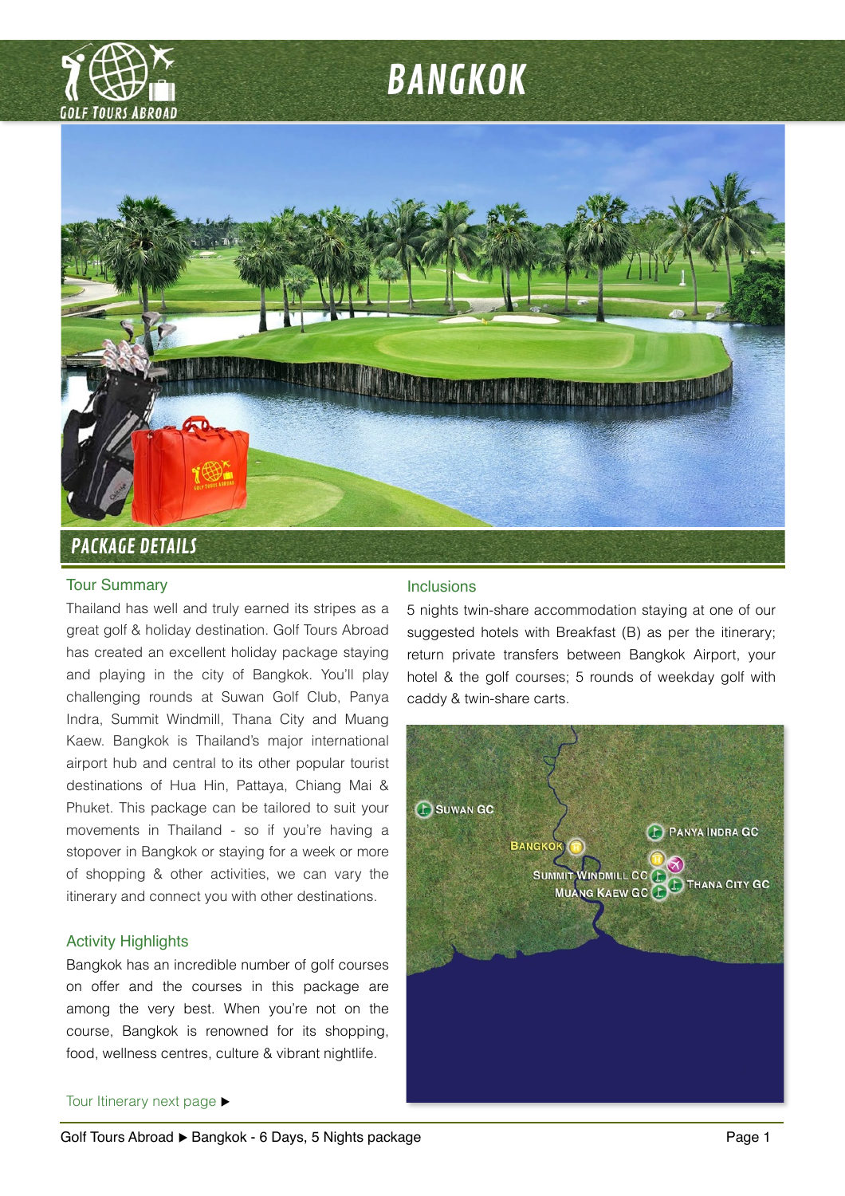# BANGKOK

## PACKAGE DETAILS

### Tour Summary

Thailand has well and truly earned its stripes as a great golf & holiday destination. Golf Tours Abroad has created an excellent holiday package staying and playing in the city of Bangkok. You'll play challenging rounds at Suwan Golf Club, Panya Indra, Summit Windmill, Thana City and Muang Kaew. Bangkok is Thailand's major international airport hub and central to its other popular tourist destinations of Hua Hin, Pattaya, Chiang Mai & Phuket. This package can be tailored to suit your movements in Thailand - so if you're having a stopover in Bangkok or staying for a week or more of shopping & other activities, we can vary the itinerary and connect you with other destinations.

### Activity Highlights

Bangkok has an incredible number of golf courses on offer and the courses in this package are among the very best. When you're not on the course, Bangkok is renowned for its shopping, food, wellness centres, culture & vibrant nightlife.

Tour Itinerary next page ▶

### Inclusions

5 nights twin-share accommodation staying at one of our suggested hotels with Breakfast (B) as per the itinerary; return private transfers between Bangkok Airport, your hotel & the golf courses; 5 rounds of weekday golf with caddy & twin-share carts.

Suwan GC
Bangkok
Panya Indra GC
Summit Windmill CC
Muang Kaew GC
Thana City GC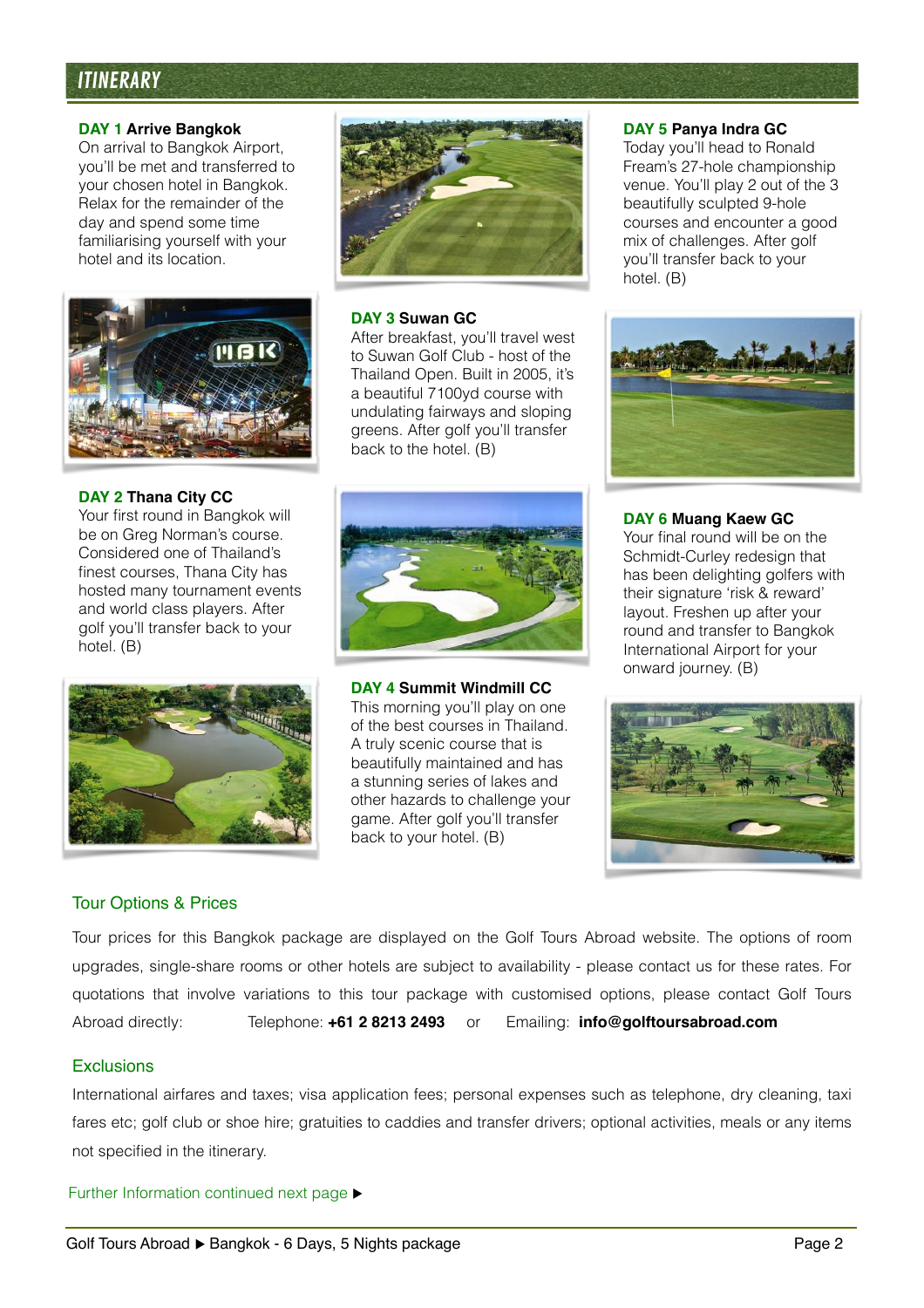## ITINERARY

**DAY 1 Arrive Bangkok**
On arrival to Bangkok Airport, you'll be met and transferred to your chosen hotel in Bangkok. Relax for the remainder of the day and spend some time familiarising yourself with your hotel and its location.

**DAY 2 Thana City CC**
Your first round in Bangkok will be on Greg Norman's course. Considered one of Thailand's finest courses, Thana City has hosted many tournament events and world class players. After golf you'll transfer back to your hotel. (B)

**DAY 3 Suwan GC**
After breakfast, you'll travel west to Suwan Golf Club - host of the Thailand Open. Built in 2005, it's a beautiful 7100yd course with undulating fairways and sloping greens. After golf you'll transfer back to the hotel. (B)

**DAY 4 Summit Windmill CC**
This morning you'll play on one of the best courses in Thailand. A truly scenic course that is beautifully maintained and has a stunning series of lakes and other hazards to challenge your game. After golf you'll transfer back to your hotel. (B)

**DAY 5 Panya Indra GC**
Today you'll head to Ronald Fream's 27-hole championship venue. You'll play 2 out of the 3 beautifully sculpted 9-hole courses and encounter a good mix of challenges. After golf you'll transfer back to your hotel. (B)

**DAY 6 Muang Kaew GC**
Your final round will be on the Schmidt-Curley redesign that has been delighting golfers with their signature 'risk & reward' layout. Freshen up after your round and transfer to Bangkok International Airport for your onward journey. (B)

### Tour Options & Prices

Tour prices for this Bangkok package are displayed on the Golf Tours Abroad website. The options of room upgrades, single-share rooms or other hotels are subject to availability - please contact us for these rates. For quotations that involve variations to this tour package with customised options, please contact Golf Tours Abroad directly: Telephone: **+61 2 8213 2493** or Emailing: **info@golftoursabroad.com**

### Exclusions

International airfares and taxes; visa application fees; personal expenses such as telephone, dry cleaning, taxi fares etc; golf club or shoe hire; gratuities to caddies and transfer drivers; optional activities, meals or any items not specified in the itinerary.

Further Information continued next page ▶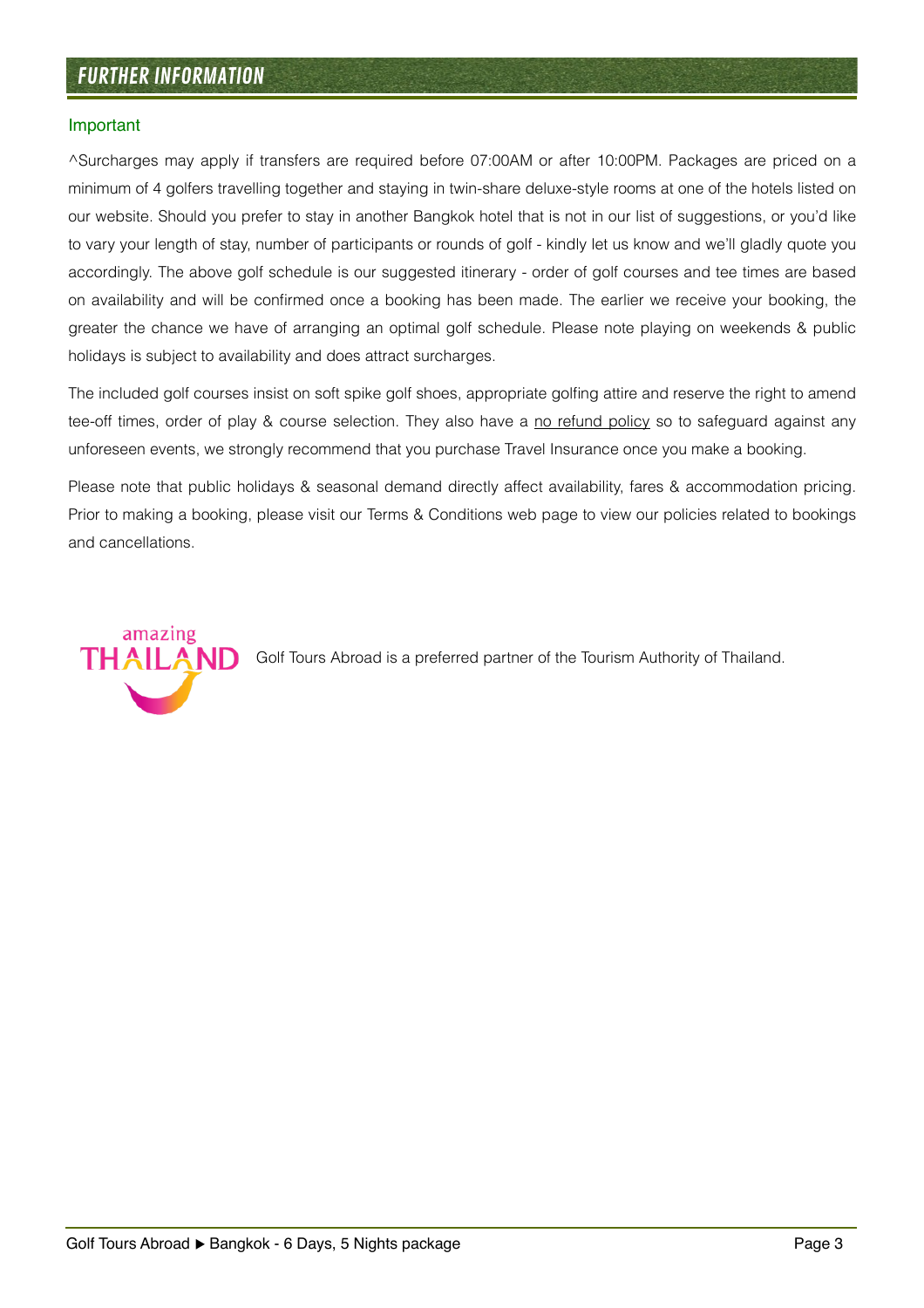## FURTHER INFORMATION

### Important

^Surcharges may apply if transfers are required before 07:00AM or after 10:00PM. Packages are priced on a minimum of 4 golfers travelling together and staying in twin-share deluxe-style rooms at one of the hotels listed on our website. Should you prefer to stay in another Bangkok hotel that is not in our list of suggestions, or you'd like to vary your length of stay, number of participants or rounds of golf - kindly let us know and we'll gladly quote you accordingly. The above golf schedule is our suggested itinerary - order of golf courses and tee times are based on availability and will be confirmed once a booking has been made. The earlier we receive your booking, the greater the chance we have of arranging an optimal golf schedule. Please note playing on weekends & public holidays is subject to availability and does attract surcharges.

The included golf courses insist on soft spike golf shoes, appropriate golfing attire and reserve the right to amend tee-off times, order of play & course selection. They also have a no refund policy so to safeguard against any unforeseen events, we strongly recommend that you purchase Travel Insurance once you make a booking.

Please note that public holidays & seasonal demand directly affect availability, fares & accommodation pricing. Prior to making a booking, please visit our Terms & Conditions web page to view our policies related to bookings and cancellations.

amazing THAILAND

Golf Tours Abroad is a preferred partner of the Tourism Authority of Thailand.